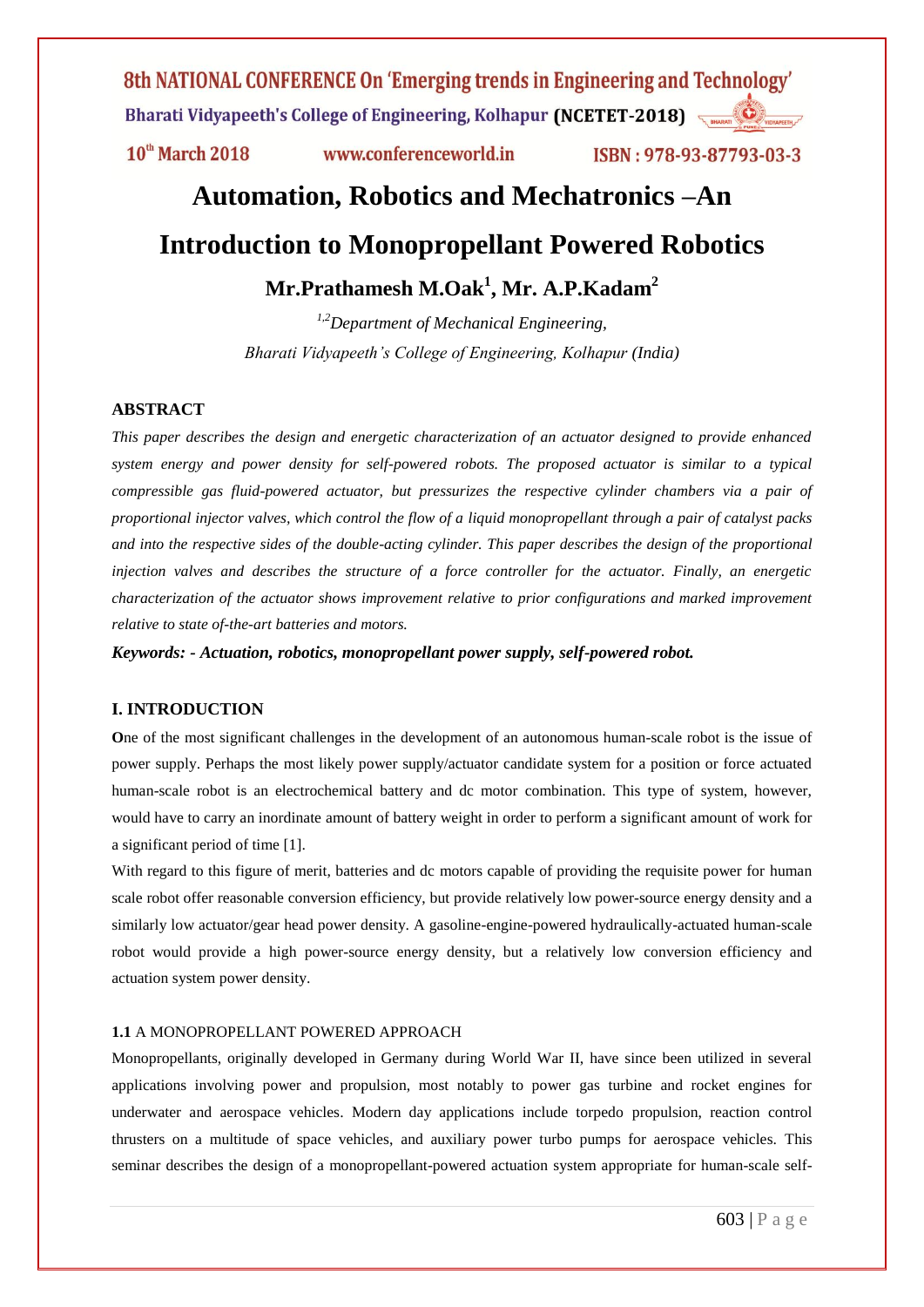# Automation, Robotics and Mechatronics –An Introduction to Monopropellant Powered Robotics

**Mr.Prathamesh M.Oak[1], Mr. A.P.Kadam[2]**

*[1,2]Department of Mechanical Engineering,*
*Bharati Vidyapeeth's College of Engineering, Kolhapur (India)*

## ABSTRACT

*This paper describes the design and energetic characterization of an actuator designed to provide enhanced system energy and power density for self-powered robots. The proposed actuator is similar to a typical compressible gas fluid-powered actuator, but pressurizes the respective cylinder chambers via a pair of proportional injector valves, which control the flow of a liquid monopropellant through a pair of catalyst packs and into the respective sides of the double-acting cylinder. This paper describes the design of the proportional injection valves and describes the structure of a force controller for the actuator. Finally, an energetic characterization of the actuator shows improvement relative to prior configurations and marked improvement relative to state of-the-art batteries and motors.*

***Keywords: - Actuation, robotics, monopropellant power supply, self-powered robot.***

## I. INTRODUCTION

**O**ne of the most significant challenges in the development of an autonomous human-scale robot is the issue of power supply. Perhaps the most likely power supply/actuator candidate system for a position or force actuated human-scale robot is an electrochemical battery and dc motor combination. This type of system, however, would have to carry an inordinate amount of battery weight in order to perform a significant amount of work for a significant period of time [1].

With regard to this figure of merit, batteries and dc motors capable of providing the requisite power for human scale robot offer reasonable conversion efficiency, but provide relatively low power-source energy density and a similarly low actuator/gear head power density. A gasoline-engine-powered hydraulically-actuated human-scale robot would provide a high power-source energy density, but a relatively low conversion efficiency and actuation system power density.

### 1.1 A MONOPROPELLANT POWERED APPROACH

Monopropellants, originally developed in Germany during World War II, have since been utilized in several applications involving power and propulsion, most notably to power gas turbine and rocket engines for underwater and aerospace vehicles. Modern day applications include torpedo propulsion, reaction control thrusters on a multitude of space vehicles, and auxiliary power turbo pumps for aerospace vehicles. This seminar describes the design of a monopropellant-powered actuation system appropriate for human-scale self-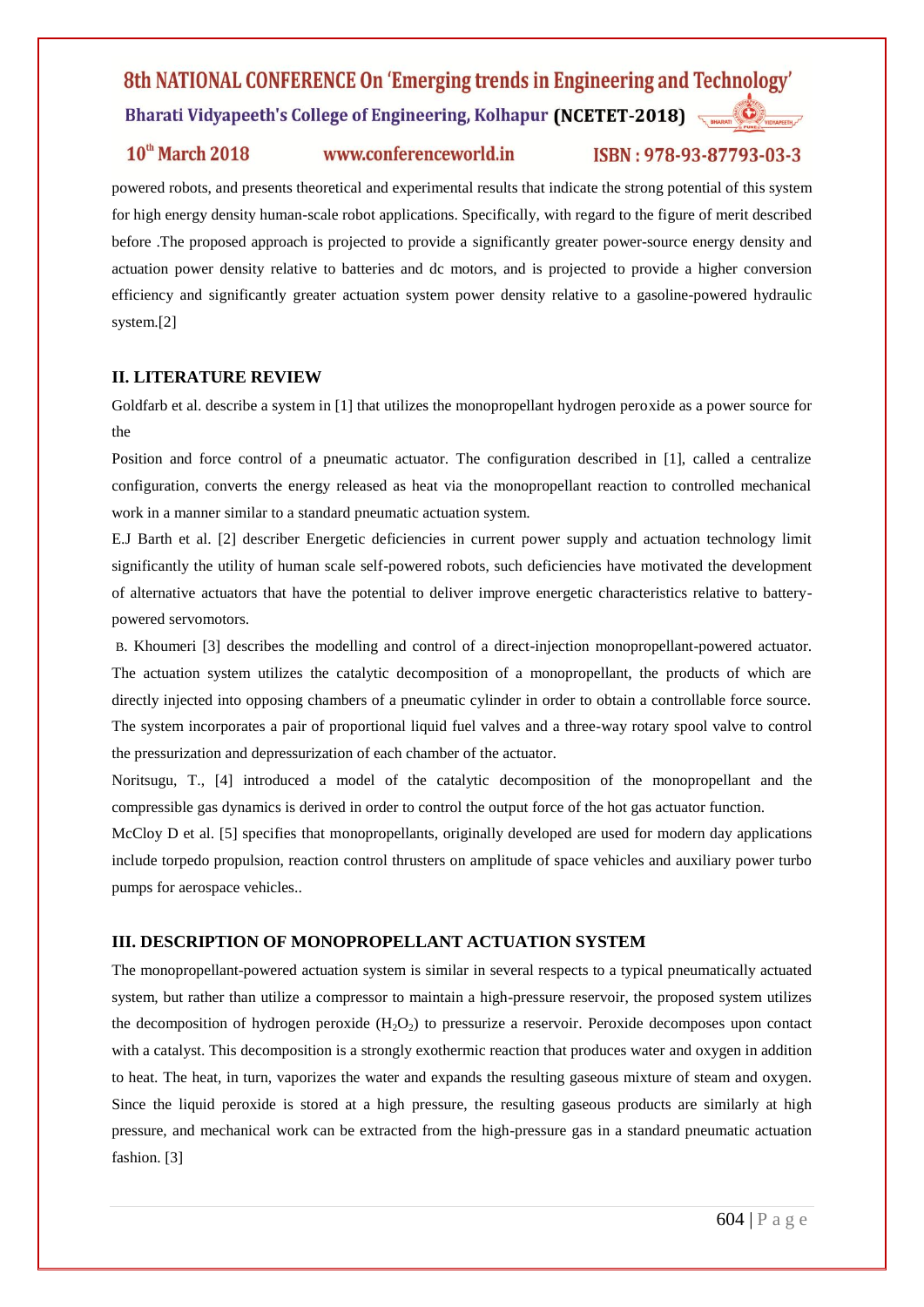powered robots, and presents theoretical and experimental results that indicate the strong potential of this system for high energy density human-scale robot applications. Specifically, with regard to the figure of merit described before .The proposed approach is projected to provide a significantly greater power-source energy density and actuation power density relative to batteries and dc motors, and is projected to provide a higher conversion efficiency and significantly greater actuation system power density relative to a gasoline-powered hydraulic system.[2]

## II. LITERATURE REVIEW

Goldfarb et al. describe a system in [1] that utilizes the monopropellant hydrogen peroxide as a power source for the

Position and force control of a pneumatic actuator. The configuration described in [1], called a centralize configuration, converts the energy released as heat via the monopropellant reaction to controlled mechanical work in a manner similar to a standard pneumatic actuation system.

E.J Barth et al. [2] describer Energetic deficiencies in current power supply and actuation technology limit significantly the utility of human scale self-powered robots, such deficiencies have motivated the development of alternative actuators that have the potential to deliver improve energetic characteristics relative to battery-powered servomotors.

B. Khoumeri [3] describes the modelling and control of a direct-injection monopropellant-powered actuator. The actuation system utilizes the catalytic decomposition of a monopropellant, the products of which are directly injected into opposing chambers of a pneumatic cylinder in order to obtain a controllable force source. The system incorporates a pair of proportional liquid fuel valves and a three-way rotary spool valve to control the pressurization and depressurization of each chamber of the actuator.

Noritsugu, T., [4] introduced a model of the catalytic decomposition of the monopropellant and the compressible gas dynamics is derived in order to control the output force of the hot gas actuator function.

McCloy D et al. [5] specifies that monopropellants, originally developed are used for modern day applications include torpedo propulsion, reaction control thrusters on amplitude of space vehicles and auxiliary power turbo pumps for aerospace vehicles..

## III. DESCRIPTION OF MONOPROPELLANT ACTUATION SYSTEM

The monopropellant-powered actuation system is similar in several respects to a typical pneumatically actuated system, but rather than utilize a compressor to maintain a high-pressure reservoir, the proposed system utilizes the decomposition of hydrogen peroxide ($H_2O_2$) to pressurize a reservoir. Peroxide decomposes upon contact with a catalyst. This decomposition is a strongly exothermic reaction that produces water and oxygen in addition to heat. The heat, in turn, vaporizes the water and expands the resulting gaseous mixture of steam and oxygen. Since the liquid peroxide is stored at a high pressure, the resulting gaseous products are similarly at high pressure, and mechanical work can be extracted from the high-pressure gas in a standard pneumatic actuation fashion. [3]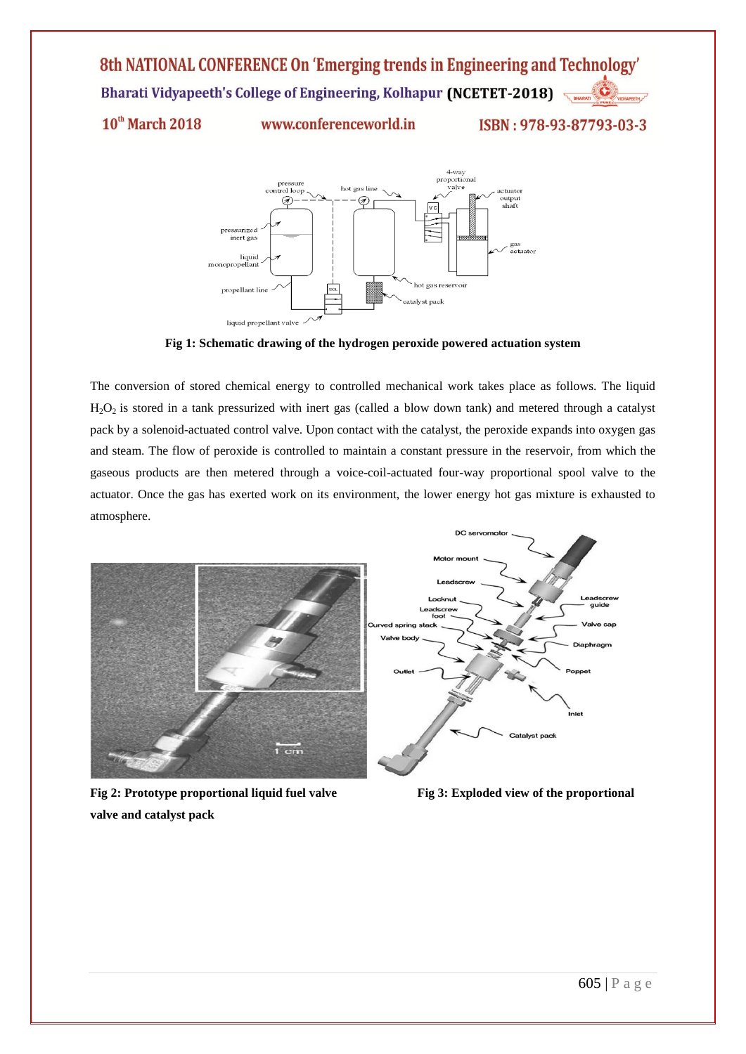Fig 1: Schematic drawing of the hydrogen peroxide powered actuation system

The conversion of stored chemical energy to controlled mechanical work takes place as follows. The liquid $H_2O_2$ is stored in a tank pressurized with inert gas (called a blow down tank) and metered through a catalyst pack by a solenoid-actuated control valve. Upon contact with the catalyst, the peroxide expands into oxygen gas and steam. The flow of peroxide is controlled to maintain a constant pressure in the reservoir, from which the gaseous products are then metered through a voice-coil-actuated four-way proportional spool valve to the actuator. Once the gas has exerted work on its environment, the lower energy hot gas mixture is exhausted to atmosphere.

**Fig 2: Prototype proportional liquid fuel valve and catalyst pack**

**Fig 3: Exploded view of the proportional valve and catalyst pack**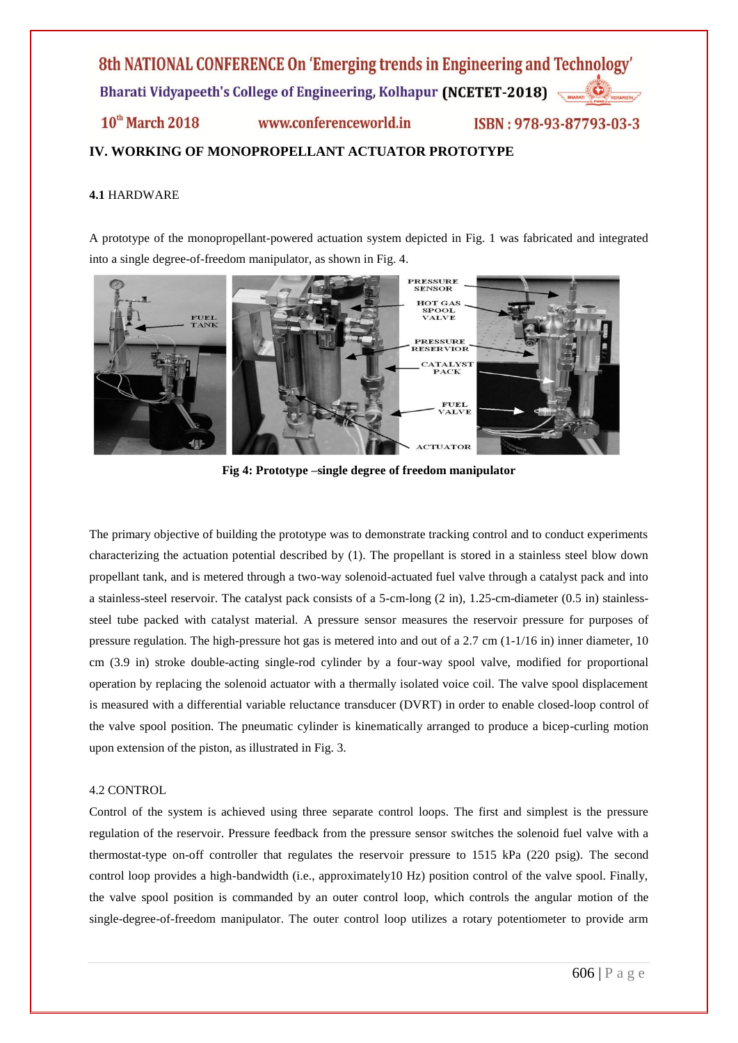## IV. WORKING OF MONOPROPELLANT ACTUATOR PROTOTYPE

### 4.1 HARDWARE

A prototype of the monopropellant-powered actuation system depicted in Fig. 1 was fabricated and integrated into a single degree-of-freedom manipulator, as shown in Fig. 4.

**Fig 4: Prototype –single degree of freedom manipulator**

The primary objective of building the prototype was to demonstrate tracking control and to conduct experiments characterizing the actuation potential described by (1). The propellant is stored in a stainless steel blow down propellant tank, and is metered through a two-way solenoid-actuated fuel valve through a catalyst pack and into a stainless-steel reservoir. The catalyst pack consists of a 5-cm-long (2 in), 1.25-cm-diameter (0.5 in) stainless-steel tube packed with catalyst material. A pressure sensor measures the reservoir pressure for purposes of pressure regulation. The high-pressure hot gas is metered into and out of a 2.7 cm (1-1/16 in) inner diameter, 10 cm (3.9 in) stroke double-acting single-rod cylinder by a four-way spool valve, modified for proportional operation by replacing the solenoid actuator with a thermally isolated voice coil. The valve spool displacement is measured with a differential variable reluctance transducer (DVRT) in order to enable closed-loop control of the valve spool position. The pneumatic cylinder is kinematically arranged to produce a bicep-curling motion upon extension of the piston, as illustrated in Fig. 3.

### 4.2 CONTROL

Control of the system is achieved using three separate control loops. The first and simplest is the pressure regulation of the reservoir. Pressure feedback from the pressure sensor switches the solenoid fuel valve with a thermostat-type on-off controller that regulates the reservoir pressure to 1515 kPa (220 psig). The second control loop provides a high-bandwidth (i.e., approximately10 Hz) position control of the valve spool. Finally, the valve spool position is commanded by an outer control loop, which controls the angular motion of the single-degree-of-freedom manipulator. The outer control loop utilizes a rotary potentiometer to provide arm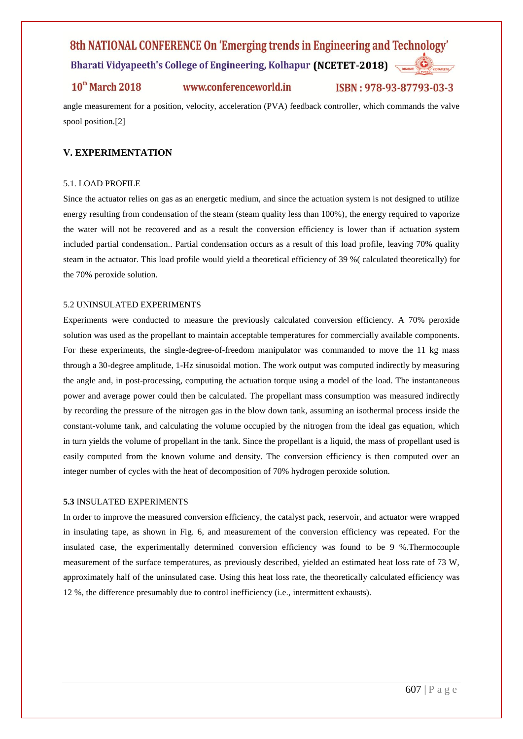angle measurement for a position, velocity, acceleration (PVA) feedback controller, which commands the valve spool position.[2]

## V. EXPERIMENTATION

### 5.1. LOAD PROFILE

Since the actuator relies on gas as an energetic medium, and since the actuation system is not designed to utilize energy resulting from condensation of the steam (steam quality less than 100%), the energy required to vaporize the water will not be recovered and as a result the conversion efficiency is lower than if actuation system included partial condensation.. Partial condensation occurs as a result of this load profile, leaving 70% quality steam in the actuator. This load profile would yield a theoretical efficiency of 39 %( calculated theoretically) for the 70% peroxide solution.

### 5.2 UNINSULATED EXPERIMENTS

Experiments were conducted to measure the previously calculated conversion efficiency. A 70% peroxide solution was used as the propellant to maintain acceptable temperatures for commercially available components. For these experiments, the single-degree-of-freedom manipulator was commanded to move the 11 kg mass through a 30-degree amplitude, 1-Hz sinusoidal motion. The work output was computed indirectly by measuring the angle and, in post-processing, computing the actuation torque using a model of the load. The instantaneous power and average power could then be calculated. The propellant mass consumption was measured indirectly by recording the pressure of the nitrogen gas in the blow down tank, assuming an isothermal process inside the constant-volume tank, and calculating the volume occupied by the nitrogen from the ideal gas equation, which in turn yields the volume of propellant in the tank. Since the propellant is a liquid, the mass of propellant used is easily computed from the known volume and density. The conversion efficiency is then computed over an integer number of cycles with the heat of decomposition of 70% hydrogen peroxide solution.

### **5.3** INSULATED EXPERIMENTS

In order to improve the measured conversion efficiency, the catalyst pack, reservoir, and actuator were wrapped in insulating tape, as shown in Fig. 6, and measurement of the conversion efficiency was repeated. For the insulated case, the experimentally determined conversion efficiency was found to be 9 %.Thermocouple measurement of the surface temperatures, as previously described, yielded an estimated heat loss rate of 73 W, approximately half of the uninsulated case. Using this heat loss rate, the theoretically calculated efficiency was 12 %, the difference presumably due to control inefficiency (i.e., intermittent exhausts).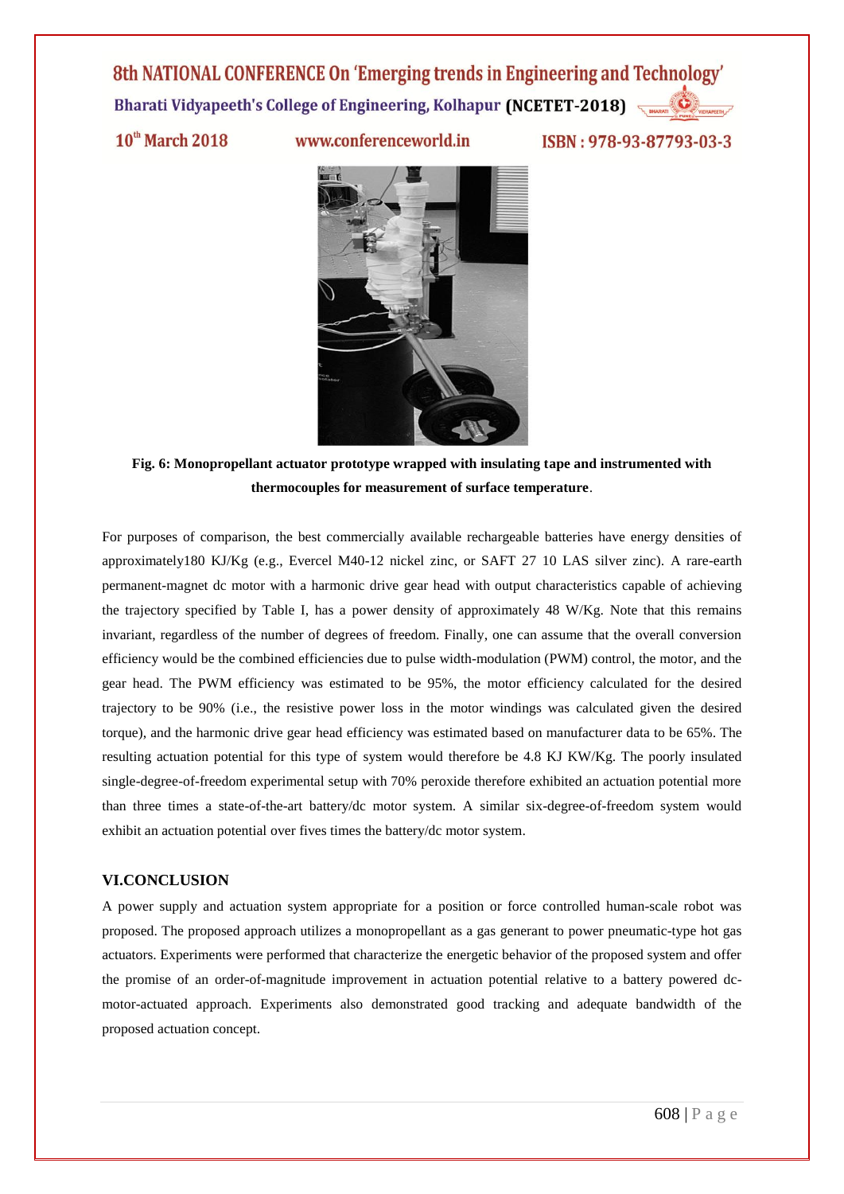**Fig. 6: Monopropellant actuator prototype wrapped with insulating tape and instrumented with thermocouples for measurement of surface temperature**.

For purposes of comparison, the best commercially available rechargeable batteries have energy densities of approximately180 KJ/Kg (e.g., Evercel M40-12 nickel zinc, or SAFT 27 10 LAS silver zinc). A rare-earth permanent-magnet dc motor with a harmonic drive gear head with output characteristics capable of achieving the trajectory specified by Table I, has a power density of approximately 48 W/Kg. Note that this remains invariant, regardless of the number of degrees of freedom. Finally, one can assume that the overall conversion efficiency would be the combined efficiencies due to pulse width-modulation (PWM) control, the motor, and the gear head. The PWM efficiency was estimated to be 95%, the motor efficiency calculated for the desired trajectory to be 90% (i.e., the resistive power loss in the motor windings was calculated given the desired torque), and the harmonic drive gear head efficiency was estimated based on manufacturer data to be 65%. The resulting actuation potential for this type of system would therefore be 4.8 KJ KW/Kg. The poorly insulated single-degree-of-freedom experimental setup with 70% peroxide therefore exhibited an actuation potential more than three times a state-of-the-art battery/dc motor system. A similar six-degree-of-freedom system would exhibit an actuation potential over fives times the battery/dc motor system.

## VI.CONCLUSION

A power supply and actuation system appropriate for a position or force controlled human-scale robot was proposed. The proposed approach utilizes a monopropellant as a gas generant to power pneumatic-type hot gas actuators. Experiments were performed that characterize the energetic behavior of the proposed system and offer the promise of an order-of-magnitude improvement in actuation potential relative to a battery powered dc-motor-actuated approach. Experiments also demonstrated good tracking and adequate bandwidth of the proposed actuation concept.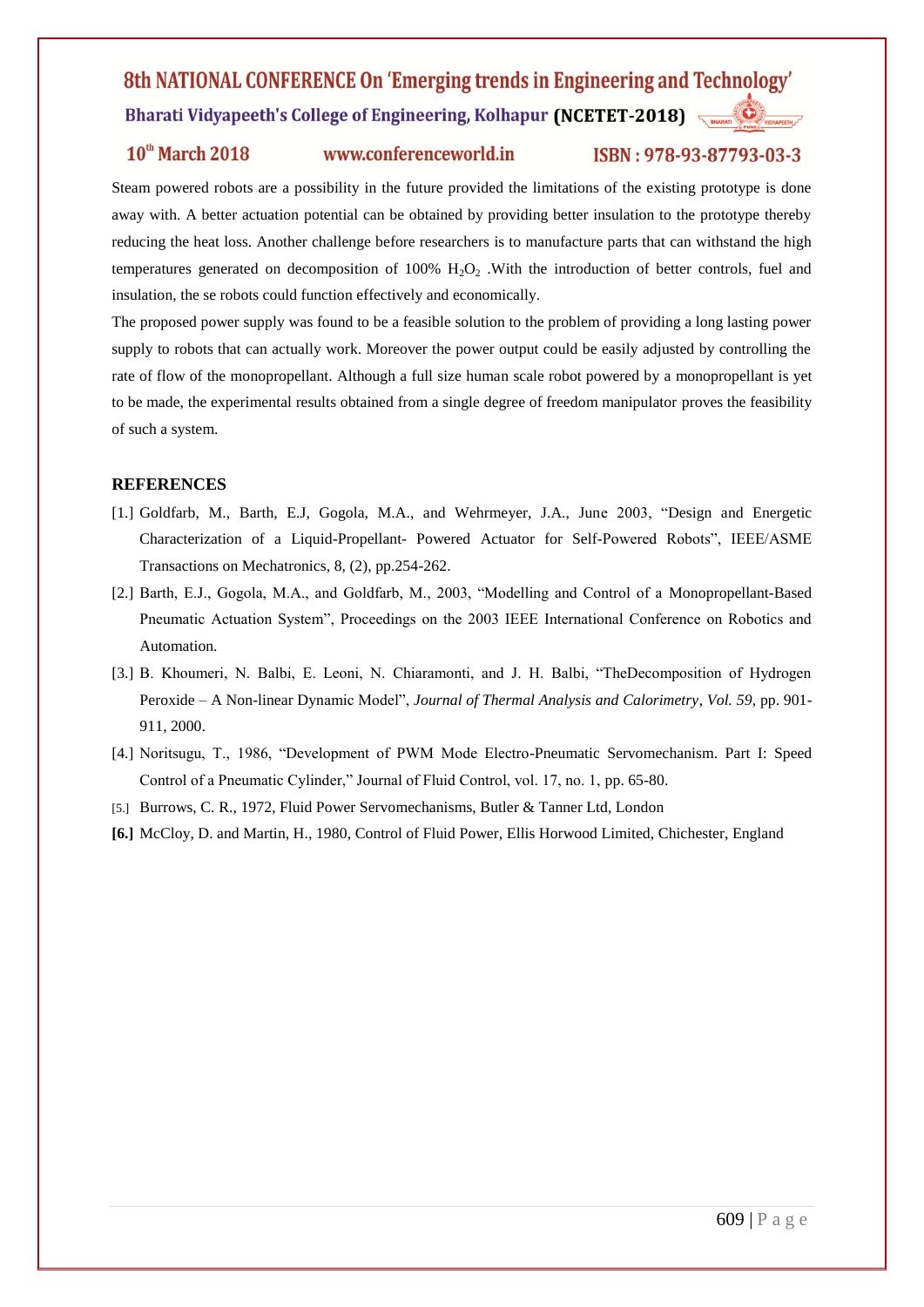Steam powered robots are a possibility in the future provided the limitations of the existing prototype is done away with. A better actuation potential can be obtained by providing better insulation to the prototype thereby reducing the heat loss. Another challenge before researchers is to manufacture parts that can withstand the high temperatures generated on decomposition of 100% $H_2O_2$ .With the introduction of better controls, fuel and insulation, the se robots could function effectively and economically.

The proposed power supply was found to be a feasible solution to the problem of providing a long lasting power supply to robots that can actually work. Moreover the power output could be easily adjusted by controlling the rate of flow of the monopropellant. Although a full size human scale robot powered by a monopropellant is yet to be made, the experimental results obtained from a single degree of freedom manipulator proves the feasibility of such a system.

## REFERENCES

[1.] Goldfarb, M., Barth, E.J, Gogola, M.A., and Wehrmeyer, J.A., June 2003, "Design and Energetic Characterization of a Liquid-Propellant- Powered Actuator for Self-Powered Robots", IEEE/ASME Transactions on Mechatronics, 8, (2), pp.254-262.

[2.] Barth, E.J., Gogola, M.A., and Goldfarb, M., 2003, "Modelling and Control of a Monopropellant-Based Pneumatic Actuation System", Proceedings on the 2003 IEEE International Conference on Robotics and Automation.

[3.] B. Khoumeri, N. Balbi, E. Leoni, N. Chiaramonti, and J. H. Balbi, "TheDecomposition of Hydrogen Peroxide – A Non-linear Dynamic Model", *Journal of Thermal Analysis and Calorimetry*, *Vol. 59*, pp. 901-911, 2000.

[4.] Noritsugu, T., 1986, "Development of PWM Mode Electro-Pneumatic Servomechanism. Part I: Speed Control of a Pneumatic Cylinder," Journal of Fluid Control, vol. 17, no. 1, pp. 65-80.

[5.] Burrows, C. R., 1972, Fluid Power Servomechanisms, Butler & Tanner Ltd, London

**[6.]** McCloy, D. and Martin, H., 1980, Control of Fluid Power, Ellis Horwood Limited, Chichester, England